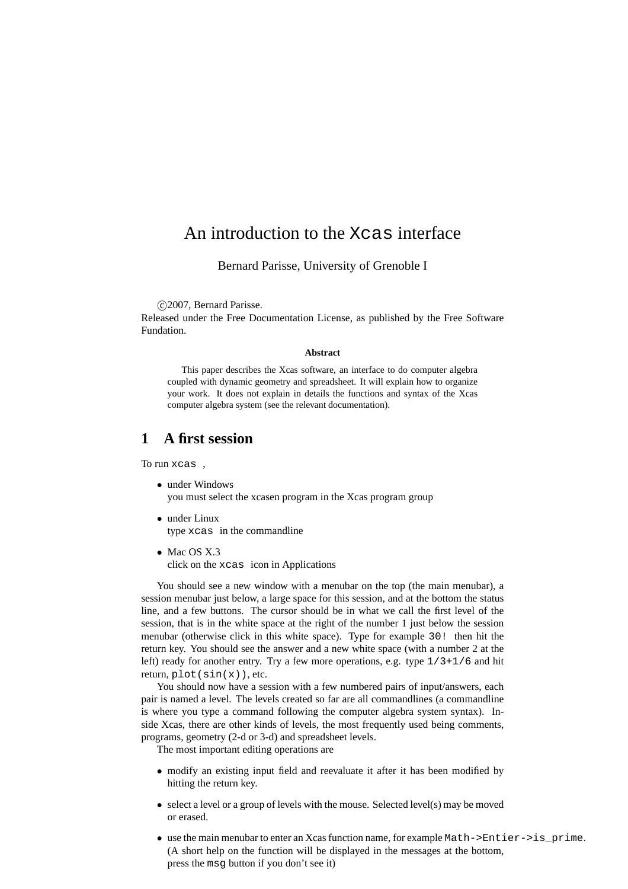# An introduction to the `Xcas` interface

Bernard Parisse, University of Grenoble I

©2007, Bernard Parisse.
Released under the Free Documentation License, as published by the Free Software Fundation.

**Abstract**

This paper describes the Xcas software, an interface to do computer algebra coupled with dynamic geometry and spreadsheet. It will explain how to organize your work. It does not explain in details the functions and syntax of the Xcas computer algebra system (see the relevant documentation).

## 1 A first session

To run `xcas` ,

- under Windows
  you must select the xcasen program in the Xcas program group
- under Linux
  type `xcas` in the commandline
- Mac OS X.3
  click on the `xcas` icon in Applications

You should see a new window with a menubar on the top (the main menubar), a session menubar just below, a large space for this session, and at the bottom the status line, and a few buttons. The cursor should be in what we call the first level of the session, that is in the white space at the right of the number 1 just below the session menubar (otherwise click in this white space). Type for example `30!` then hit the return key. You should see the answer and a new white space (with a number 2 at the left) ready for another entry. Try a few more operations, e.g. type `1/3+1/6` and hit return, `plot(sin(x))`, etc.

You should now have a session with a few numbered pairs of input/answers, each pair is named a level. The levels created so far are all commandlines (a commandline is where you type a command following the computer algebra system syntax). Inside Xcas, there are other kinds of levels, the most frequently used being comments, programs, geometry (2-d or 3-d) and spreadsheet levels.

The most important editing operations are

- modify an existing input field and reevaluate it after it has been modified by hitting the return key.
- select a level or a group of levels with the mouse. Selected level(s) may be moved or erased.
- use the main menubar to enter an Xcas function name, for example `Math->Entier->is_prime`. (A short help on the function will be displayed in the messages at the bottom, press the `msg` button if you don't see it)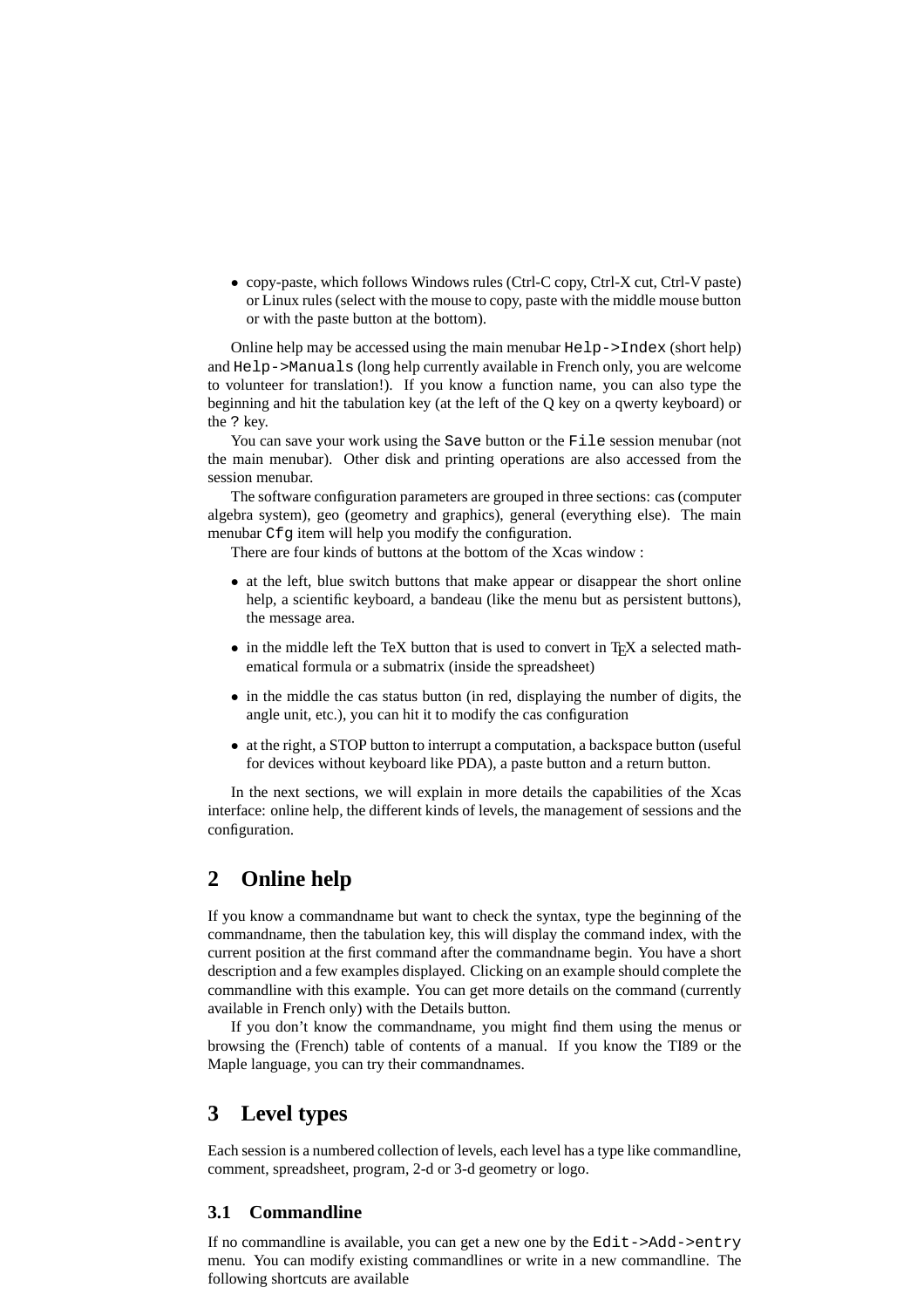- copy-paste, which follows Windows rules (Ctrl-C copy, Ctrl-X cut, Ctrl-V paste) or Linux rules (select with the mouse to copy, paste with the middle mouse button or with the paste button at the bottom).

Online help may be accessed using the main menubar `Help->Index` (short help) and `Help->Manuals` (long help currently available in French only, you are welcome to volunteer for translation!). If you know a function name, you can also type the beginning and hit the tabulation key (at the left of the Q key on a qwerty keyboard) or the `?` key.

You can save your work using the `Save` button or the `File` session menubar (not the main menubar). Other disk and printing operations are also accessed from the session menubar.

The software configuration parameters are grouped in three sections: cas (computer algebra system), geo (geometry and graphics), general (everything else). The main menubar `Cfg` item will help you modify the configuration.

There are four kinds of buttons at the bottom of the Xcas window :

- at the left, blue switch buttons that make appear or disappear the short online help, a scientific keyboard, a bandeau (like the menu but as persistent buttons), the message area.
- in the middle left the TeX button that is used to convert in TeX a selected mathematical formula or a submatrix (inside the spreadsheet)
- in the middle the cas status button (in red, displaying the number of digits, the angle unit, etc.), you can hit it to modify the cas configuration
- at the right, a STOP button to interrupt a computation, a backspace button (useful for devices without keyboard like PDA), a paste button and a return button.

In the next sections, we will explain in more details the capabilities of the Xcas interface: online help, the different kinds of levels, the management of sessions and the configuration.

## 2 Online help

If you know a commandname but want to check the syntax, type the beginning of the commandname, then the tabulation key, this will display the command index, with the current position at the first command after the commandname begin. You have a short description and a few examples displayed. Clicking on an example should complete the commandline with this example. You can get more details on the command (currently available in French only) with the Details button.

If you don't know the commandname, you might find them using the menus or browsing the (French) table of contents of a manual. If you know the TI89 or the Maple language, you can try their commandnames.

## 3 Level types

Each session is a numbered collection of levels, each level has a type like commandline, comment, spreadsheet, program, 2-d or 3-d geometry or logo.

### 3.1 Commandline

If no commandline is available, you can get a new one by the `Edit->Add->entry` menu. You can modify existing commandlines or write in a new commandline. The following shortcuts are available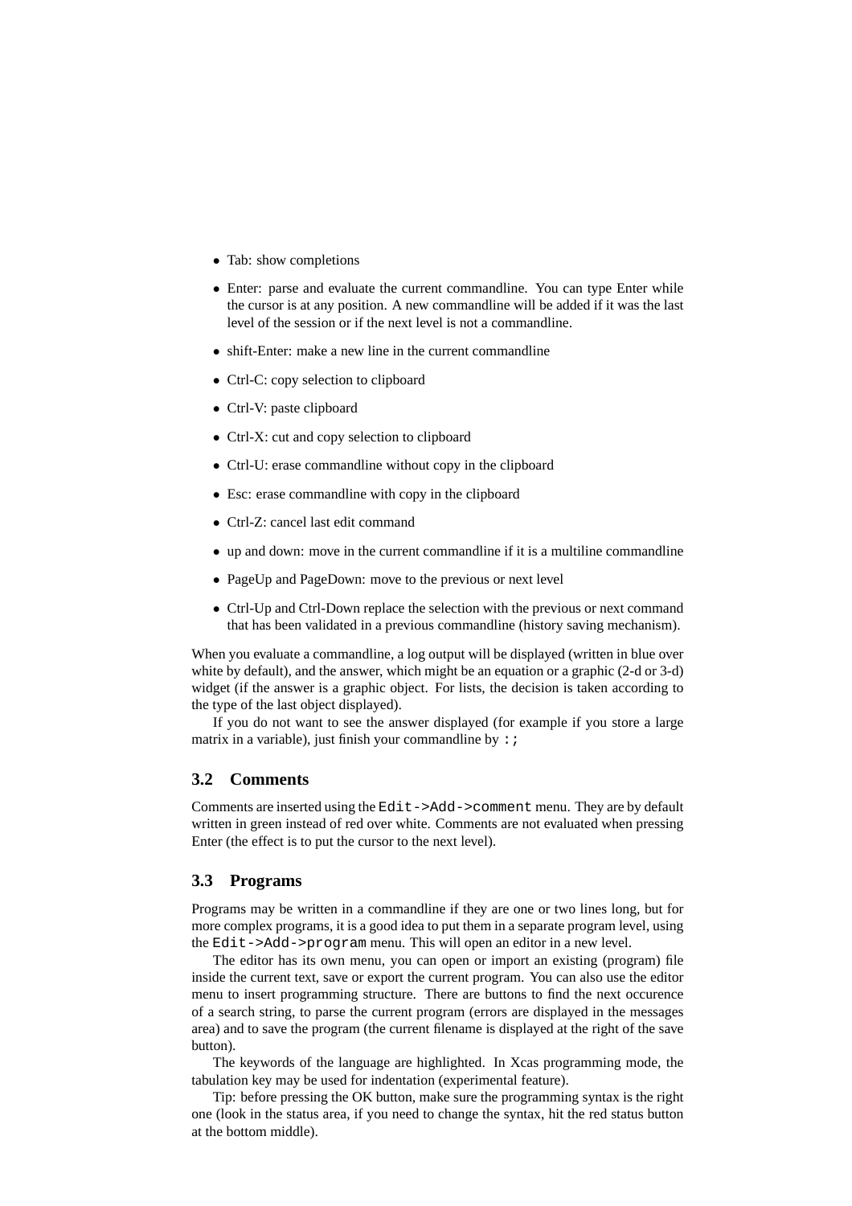- Tab: show completions
- Enter: parse and evaluate the current commandline. You can type Enter while the cursor is at any position. A new commandline will be added if it was the last level of the session or if the next level is not a commandline.
- shift-Enter: make a new line in the current commandline
- Ctrl-C: copy selection to clipboard
- Ctrl-V: paste clipboard
- Ctrl-X: cut and copy selection to clipboard
- Ctrl-U: erase commandline without copy in the clipboard
- Esc: erase commandline with copy in the clipboard
- Ctrl-Z: cancel last edit command
- up and down: move in the current commandline if it is a multiline commandline
- PageUp and PageDown: move to the previous or next level
- Ctrl-Up and Ctrl-Down replace the selection with the previous or next command that has been validated in a previous commandline (history saving mechanism).

When you evaluate a commandline, a log output will be displayed (written in blue over white by default), and the answer, which might be an equation or a graphic (2-d or 3-d) widget (if the answer is a graphic object. For lists, the decision is taken according to the type of the last object displayed).

If you do not want to see the answer displayed (for example if you store a large matrix in a variable), just finish your commandline by `:;`

## 3.2 Comments

Comments are inserted using the `Edit->Add->comment` menu. They are by default written in green instead of red over white. Comments are not evaluated when pressing Enter (the effect is to put the cursor to the next level).

## 3.3 Programs

Programs may be written in a commandline if they are one or two lines long, but for more complex programs, it is a good idea to put them in a separate program level, using the `Edit->Add->program` menu. This will open an editor in a new level.

The editor has its own menu, you can open or import an existing (program) file inside the current text, save or export the current program. You can also use the editor menu to insert programming structure. There are buttons to find the next occurence of a search string, to parse the current program (errors are displayed in the messages area) and to save the program (the current filename is displayed at the right of the save button).

The keywords of the language are highlighted. In Xcas programming mode, the tabulation key may be used for indentation (experimental feature).

Tip: before pressing the OK button, make sure the programming syntax is the right one (look in the status area, if you need to change the syntax, hit the red status button at the bottom middle).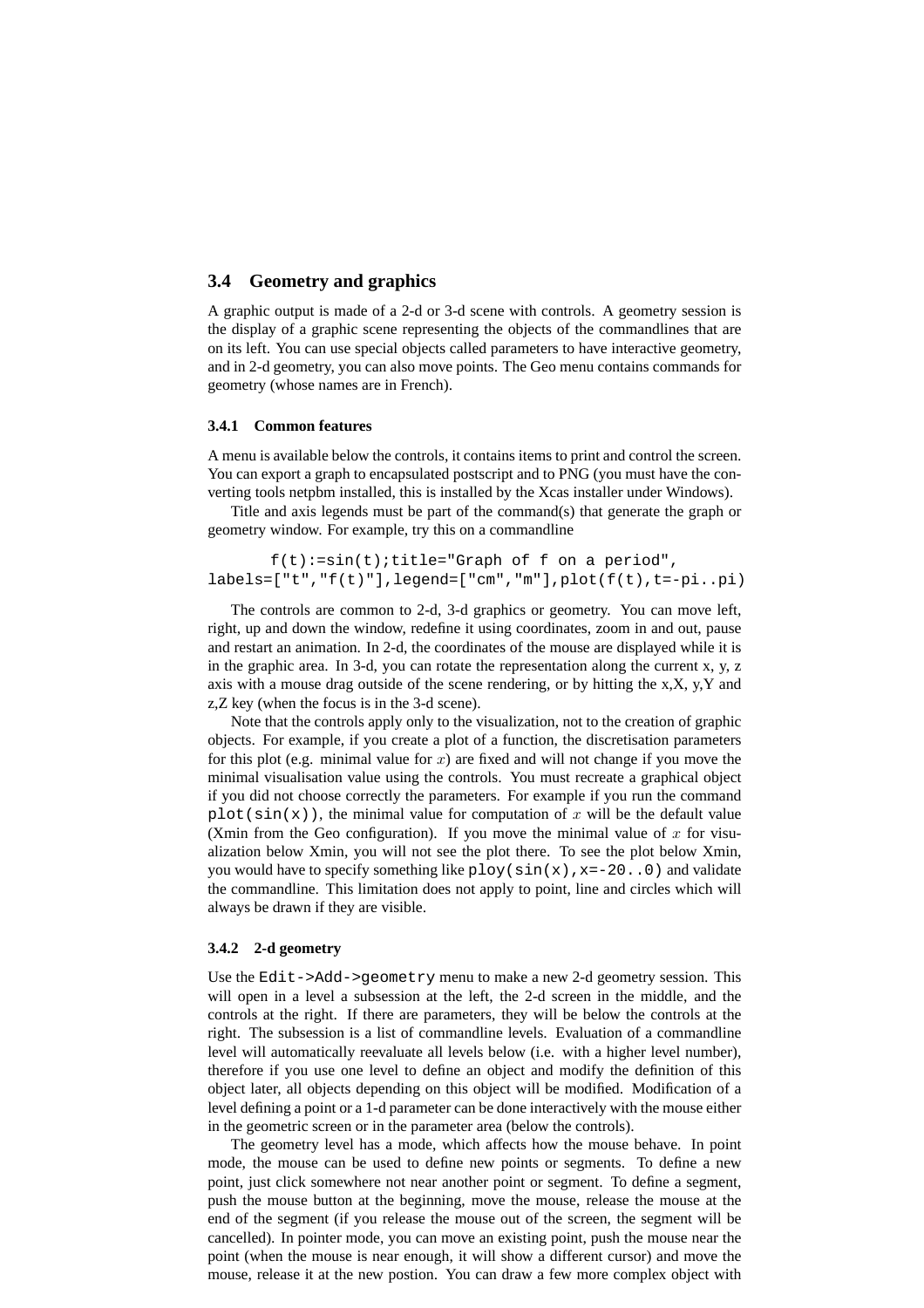## 3.4 Geometry and graphics

A graphic output is made of a 2-d or 3-d scene with controls. A geometry session is the display of a graphic scene representing the objects of the commandlines that are on its left. You can use special objects called parameters to have interactive geometry, and in 2-d geometry, you can also move points. The Geo menu contains commands for geometry (whose names are in French).

### 3.4.1 Common features

A menu is available below the controls, it contains items to print and control the screen. You can export a graph to encapsulated postscript and to PNG (you must have the converting tools netpbm installed, this is installed by the Xcas installer under Windows).

Title and axis legends must be part of the command(s) that generate the graph or geometry window. For example, try this on a commandline

```
f(t):=sin(t);title="Graph of f on a period",
labels=["t","f(t)"],legend=["cm","m"],plot(f(t),t=-pi..pi)
```

The controls are common to 2-d, 3-d graphics or geometry. You can move left, right, up and down the window, redefine it using coordinates, zoom in and out, pause and restart an animation. In 2-d, the coordinates of the mouse are displayed while it is in the graphic area. In 3-d, you can rotate the representation along the current x, y, z axis with a mouse drag outside of the scene rendering, or by hitting the x,X, y,Y and z,Z key (when the focus is in the 3-d scene).

Note that the controls apply only to the visualization, not to the creation of graphic objects. For example, if you create a plot of a function, the discretisation parameters for this plot (e.g. minimal value for $x$) are fixed and will not change if you move the minimal visualisation value using the controls. You must recreate a graphical object if you did not choose correctly the parameters. For example if you run the command `plot(sin(x))`, the minimal value for computation of $x$ will be the default value (Xmin from the Geo configuration). If you move the minimal value of $x$ for visualization below Xmin, you will not see the plot there. To see the plot below Xmin, you would have to specify something like `ploy(sin(x),x=-20..0)` and validate the commandline. This limitation does not apply to point, line and circles which will always be drawn if they are visible.

### 3.4.2 2-d geometry

Use the `Edit->Add->geometry` menu to make a new 2-d geometry session. This will open in a level a subsession at the left, the 2-d screen in the middle, and the controls at the right. If there are parameters, they will be below the controls at the right. The subsession is a list of commandline levels. Evaluation of a commandline level will automatically reevaluate all levels below (i.e. with a higher level number), therefore if you use one level to define an object and modify the definition of this object later, all objects depending on this object will be modified. Modification of a level defining a point or a 1-d parameter can be done interactively with the mouse either in the geometric screen or in the parameter area (below the controls).

The geometry level has a mode, which affects how the mouse behave. In point mode, the mouse can be used to define new points or segments. To define a new point, just click somewhere not near another point or segment. To define a segment, push the mouse button at the beginning, move the mouse, release the mouse at the end of the segment (if you release the mouse out of the screen, the segment will be cancelled). In pointer mode, you can move an existing point, push the mouse near the point (when the mouse is near enough, it will show a different cursor) and move the mouse, release it at the new postion. You can draw a few more complex object with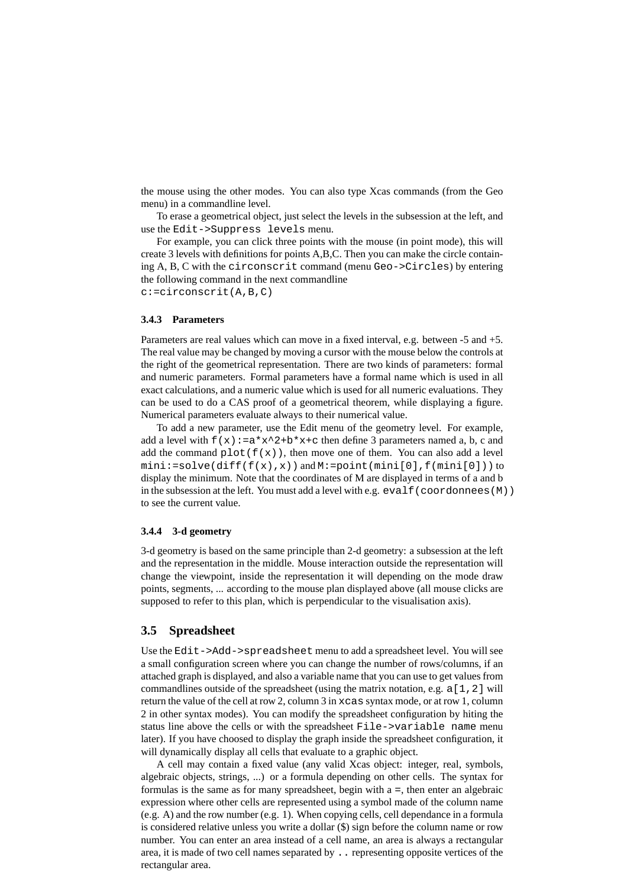the mouse using the other modes. You can also type Xcas commands (from the Geo menu) in a commandline level.

To erase a geometrical object, just select the levels in the subsession at the left, and use the `Edit->Suppress levels` menu.

For example, you can click three points with the mouse (in point mode), this will create 3 levels with definitions for points A,B,C. Then you can make the circle containing A, B, C with the `circonscrit` command (menu `Geo->Circles`) by entering the following command in the next commandline
`c:=circonscrit(A,B,C)`

#### 3.4.3 Parameters

Parameters are real values which can move in a fixed interval, e.g. between -5 and +5. The real value may be changed by moving a cursor with the mouse below the controls at the right of the geometrical representation. There are two kinds of parameters: formal and numeric parameters. Formal parameters have a formal name which is used in all exact calculations, and a numeric value which is used for all numeric evaluations. They can be used to do a CAS proof of a geometrical theorem, while displaying a figure. Numerical parameters evaluate always to their numerical value.

To add a new parameter, use the Edit menu of the geometry level. For example, add a level with `f(x):=a*x^2+b*x+c` then define 3 parameters named a, b, c and add the command `plot(f(x))`, then move one of them. You can also add a level `mini:=solve(diff(f(x),x))` and `M:=point(mini[0],f(mini[0]))` to display the minimum. Note that the coordinates of M are displayed in terms of a and b in the subsession at the left. You must add a level with e.g. `evalf(coordonnees(M))` to see the current value.

#### 3.4.4 3-d geometry

3-d geometry is based on the same principle than 2-d geometry: a subsession at the left and the representation in the middle. Mouse interaction outside the representation will change the viewpoint, inside the representation it will depending on the mode draw points, segments, ... according to the mouse plan displayed above (all mouse clicks are supposed to refer to this plan, which is perpendicular to the visualisation axis).

## 3.5 Spreadsheet

Use the `Edit->Add->spreadsheet` menu to add a spreadsheet level. You will see a small configuration screen where you can change the number of rows/columns, if an attached graph is displayed, and also a variable name that you can use to get values from commandlines outside of the spreadsheet (using the matrix notation, e.g. `a[1,2]` will return the value of the cell at row 2, column 3 in `xcas` syntax mode, or at row 1, column 2 in other syntax modes). You can modify the spreadsheet configuration by hiting the status line above the cells or with the spreadsheet `File->variable name` menu later). If you have choosed to display the graph inside the spreadsheet configuration, it will dynamically display all cells that evaluate to a graphic object.

A cell may contain a fixed value (any valid Xcas object: integer, real, symbols, algebraic objects, strings, ...) or a formula depending on other cells. The syntax for formulas is the same as for many spreadsheet, begin with a `=`, then enter an algebraic expression where other cells are represented using a symbol made of the column name (e.g. A) and the row number (e.g. 1). When copying cells, cell dependance in a formula is considered relative unless you write a dollar ($) sign before the column name or row number. You can enter an area instead of a cell name, an area is always a rectangular area, it is made of two cell names separated by `..` representing opposite vertices of the rectangular area.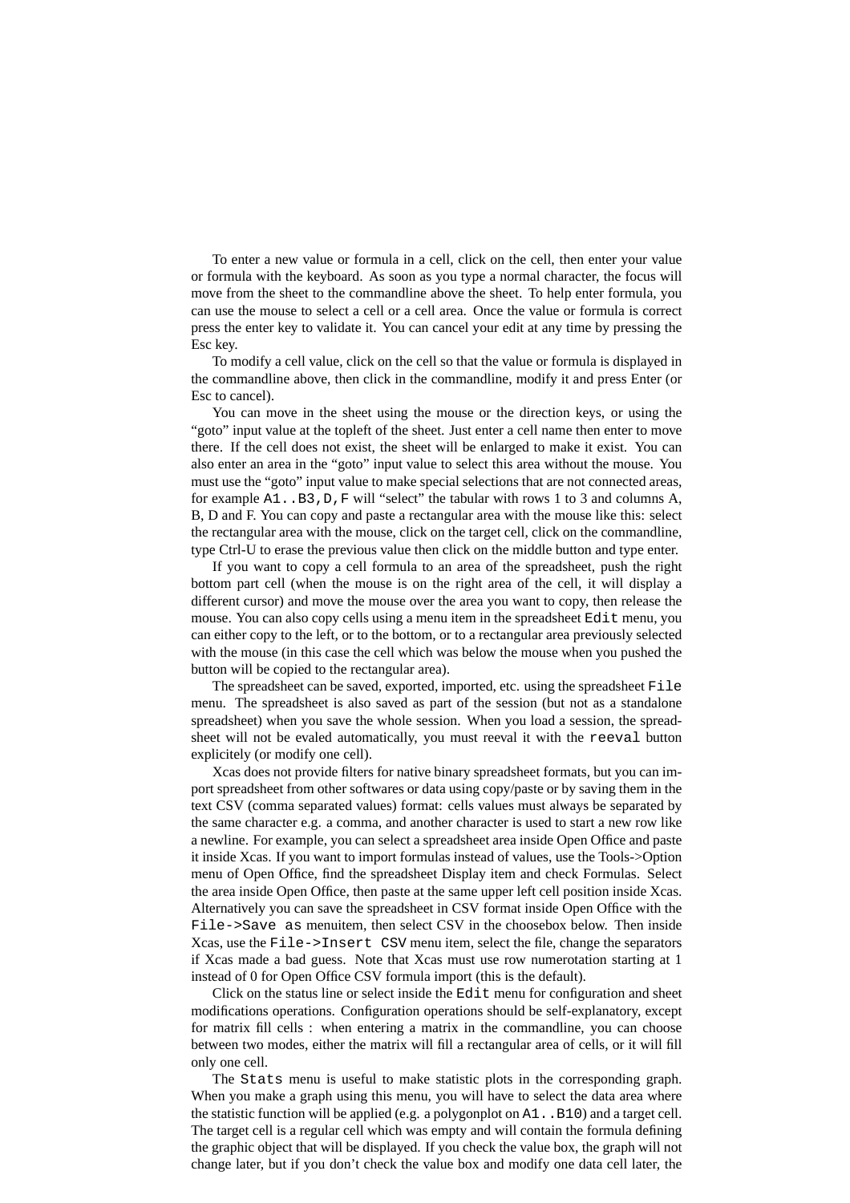To enter a new value or formula in a cell, click on the cell, then enter your value or formula with the keyboard. As soon as you type a normal character, the focus will move from the sheet to the commandline above the sheet. To help enter formula, you can use the mouse to select a cell or a cell area. Once the value or formula is correct press the enter key to validate it. You can cancel your edit at any time by pressing the Esc key.

To modify a cell value, click on the cell so that the value or formula is displayed in the commandline above, then click in the commandline, modify it and press Enter (or Esc to cancel).

You can move in the sheet using the mouse or the direction keys, or using the "goto" input value at the topleft of the sheet. Just enter a cell name then enter to move there. If the cell does not exist, the sheet will be enlarged to make it exist. You can also enter an area in the "goto" input value to select this area without the mouse. You must use the "goto" input value to make special selections that are not connected areas, for example `A1..B3,D,F` will "select" the tabular with rows 1 to 3 and columns A, B, D and F. You can copy and paste a rectangular area with the mouse like this: select the rectangular area with the mouse, click on the target cell, click on the commandline, type Ctrl-U to erase the previous value then click on the middle button and type enter.

If you want to copy a cell formula to an area of the spreadsheet, push the right bottom part cell (when the mouse is on the right area of the cell, it will display a different cursor) and move the mouse over the area you want to copy, then release the mouse. You can also copy cells using a menu item in the spreadsheet `Edit` menu, you can either copy to the left, or to the bottom, or to a rectangular area previously selected with the mouse (in this case the cell which was below the mouse when you pushed the button will be copied to the rectangular area).

The spreadsheet can be saved, exported, imported, etc. using the spreadsheet `File` menu. The spreadsheet is also saved as part of the session (but not as a standalone spreadsheet) when you save the whole session. When you load a session, the spreadsheet will not be evaled automatically, you must reeval it with the `reeval` button explicitely (or modify one cell).

Xcas does not provide filters for native binary spreadsheet formats, but you can import spreadsheet from other softwares or data using copy/paste or by saving them in the text CSV (comma separated values) format: cells values must always be separated by the same character e.g. a comma, and another character is used to start a new row like a newline. For example, you can select a spreadsheet area inside Open Office and paste it inside Xcas. If you want to import formulas instead of values, use the Tools->Option menu of Open Office, find the spreadsheet Display item and check Formulas. Select the area inside Open Office, then paste at the same upper left cell position inside Xcas. Alternatively you can save the spreadsheet in CSV format inside Open Office with the `File->Save as` menuitem, then select CSV in the choosebox below. Then inside Xcas, use the `File->Insert CSV` menu item, select the file, change the separators if Xcas made a bad guess. Note that Xcas must use row numerotation starting at 1 instead of 0 for Open Office CSV formula import (this is the default).

Click on the status line or select inside the `Edit` menu for configuration and sheet modifications operations. Configuration operations should be self-explanatory, except for matrix fill cells : when entering a matrix in the commandline, you can choose between two modes, either the matrix will fill a rectangular area of cells, or it will fill only one cell.

The `Stats` menu is useful to make statistic plots in the corresponding graph. When you make a graph using this menu, you will have to select the data area where the statistic function will be applied (e.g. a polygonplot on `A1..B10`) and a target cell. The target cell is a regular cell which was empty and will contain the formula defining the graphic object that will be displayed. If you check the value box, the graph will not change later, but if you don't check the value box and modify one data cell later, the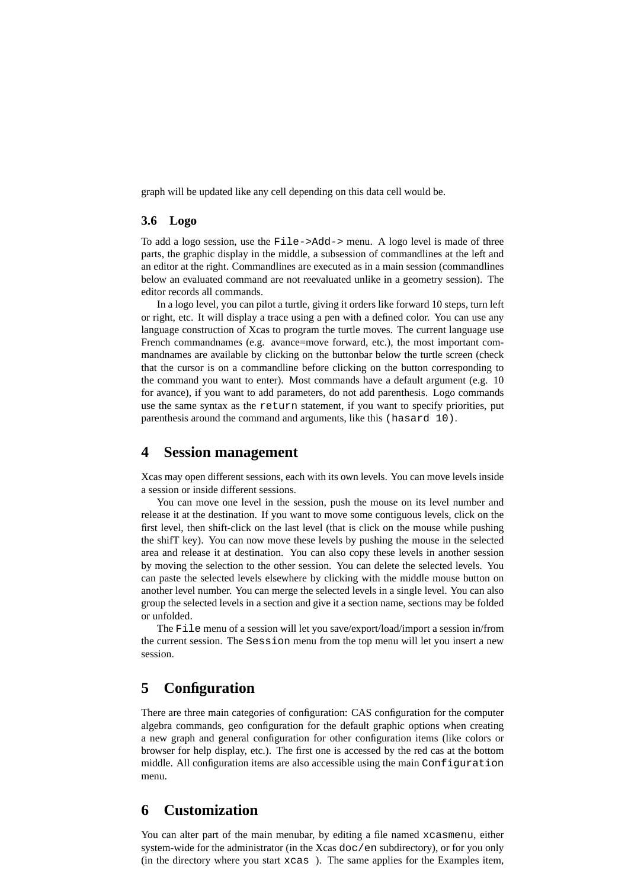graph will be updated like any cell depending on this data cell would be.

### 3.6 Logo

To add a logo session, use the `File->Add->` menu. A logo level is made of three parts, the graphic display in the middle, a subsession of commandlines at the left and an editor at the right. Commandlines are executed as in a main session (commandlines below an evaluated command are not reevaluated unlike in a geometry session). The editor records all commands.

In a logo level, you can pilot a turtle, giving it orders like forward 10 steps, turn left or right, etc. It will display a trace using a pen with a defined color. You can use any language construction of Xcas to program the turtle moves. The current language use French commandnames (e.g. avance=move forward, etc.), the most important commandnames are available by clicking on the buttonbar below the turtle screen (check that the cursor is on a commandline before clicking on the button corresponding to the command you want to enter). Most commands have a default argument (e.g. 10 for avance), if you want to add parameters, do not add parenthesis. Logo commands use the same syntax as the `return` statement, if you want to specify priorities, put parenthesis around the command and arguments, like this `(hasard 10)`.

## 4 Session management

Xcas may open different sessions, each with its own levels. You can move levels inside a session or inside different sessions.

You can move one level in the session, push the mouse on its level number and release it at the destination. If you want to move some contiguous levels, click on the first level, then shift-click on the last level (that is click on the mouse while pushing the shifT key). You can now move these levels by pushing the mouse in the selected area and release it at destination. You can also copy these levels in another session by moving the selection to the other session. You can delete the selected levels. You can paste the selected levels elsewhere by clicking with the middle mouse button on another level number. You can merge the selected levels in a single level. You can also group the selected levels in a section and give it a section name, sections may be folded or unfolded.

The `File` menu of a session will let you save/export/load/import a session in/from the current session. The `Session` menu from the top menu will let you insert a new session.

## 5 Configuration

There are three main categories of configuration: CAS configuration for the computer algebra commands, geo configuration for the default graphic options when creating a new graph and general configuration for other configuration items (like colors or browser for help display, etc.). The first one is accessed by the red cas at the bottom middle. All configuration items are also accessible using the main `Configuration` menu.

## 6 Customization

You can alter part of the main menubar, by editing a file named `xcasmenu`, either system-wide for the administrator (in the Xcas `doc/en` subdirectory), or for you only (in the directory where you start `xcas` ). The same applies for the Examples item,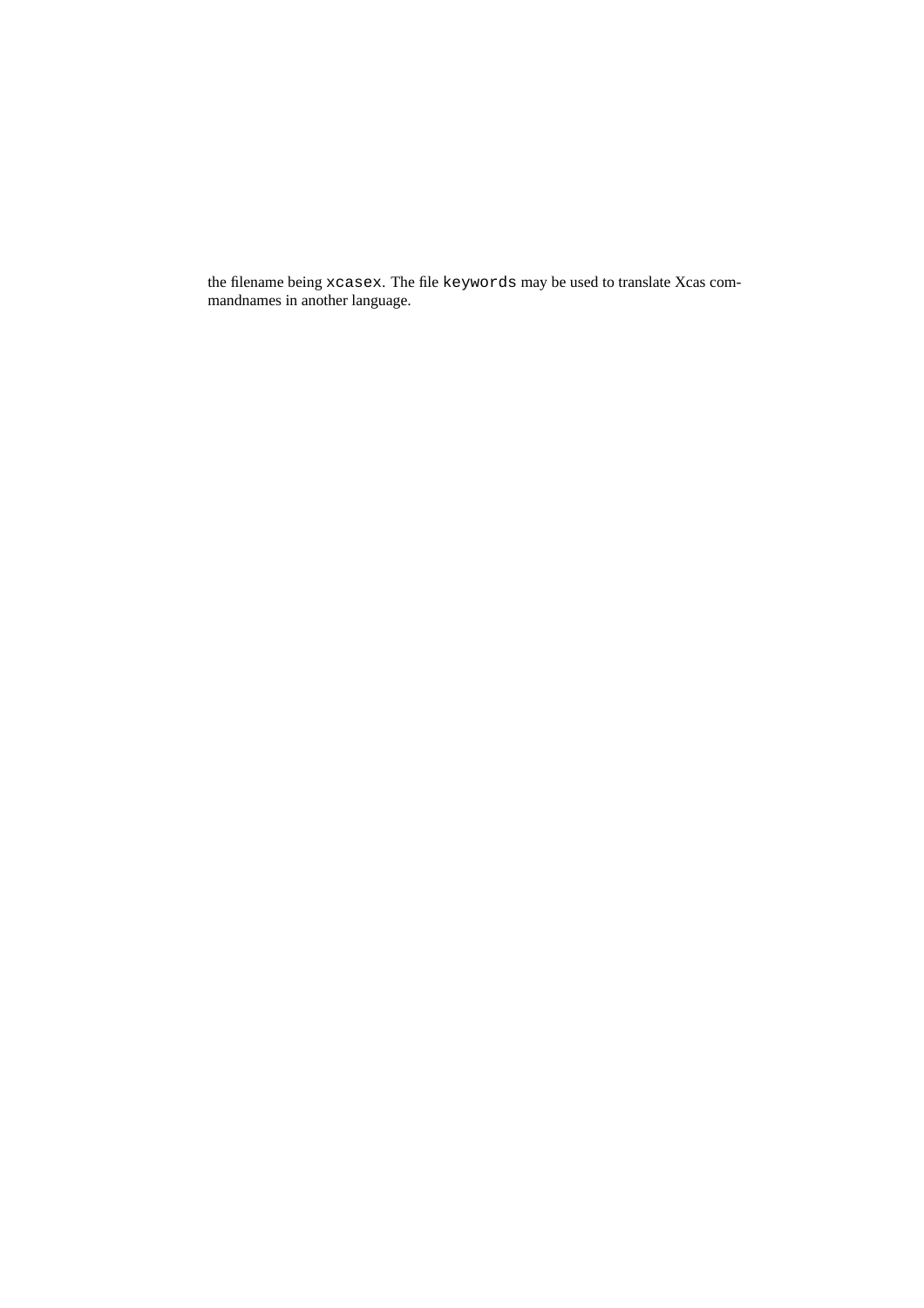the filename being `xcasex`. The file `keywords` may be used to translate Xcas commandnames in another language.